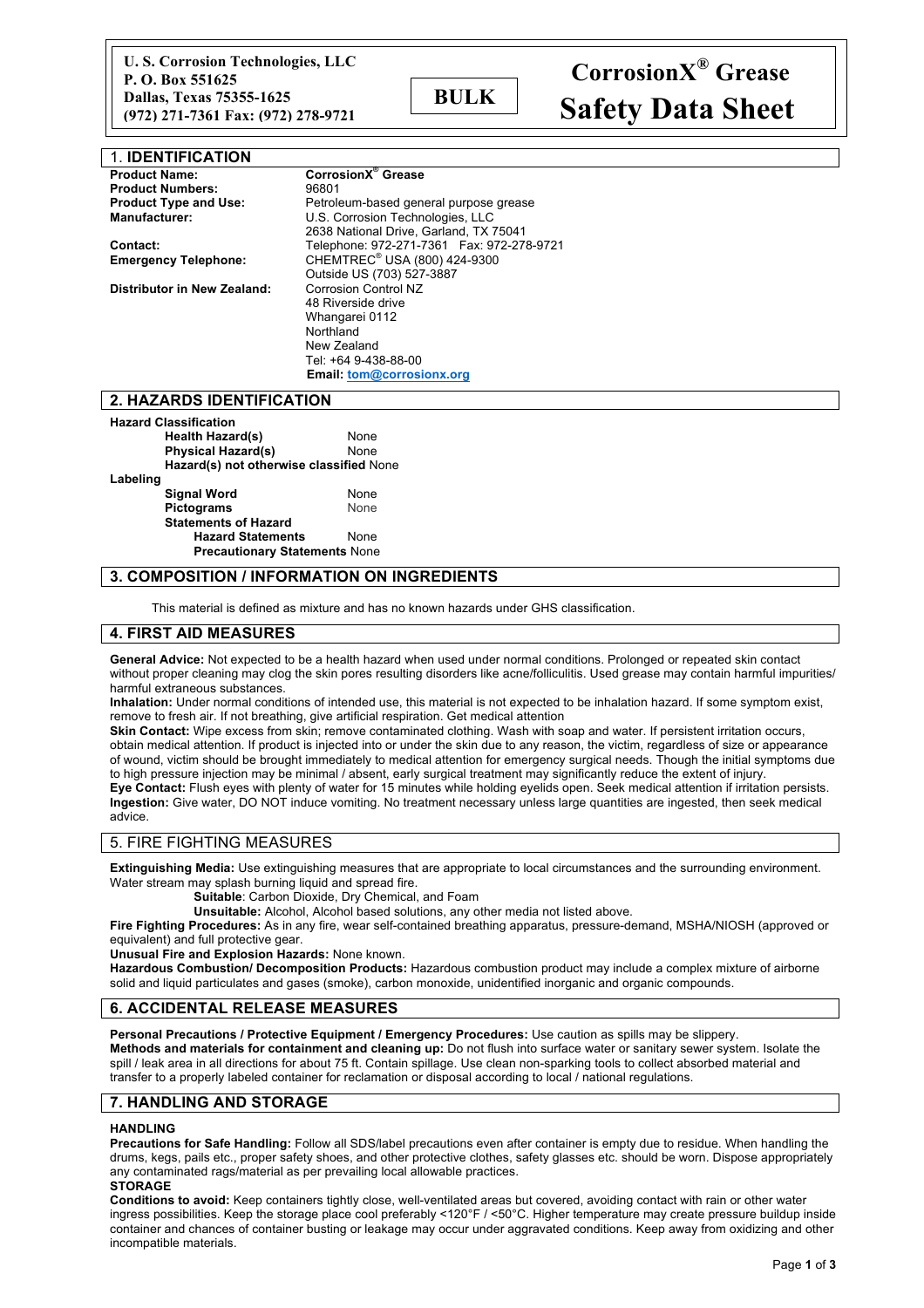**U. S. Corrosion Technologies, LLC**
**P. O. Box 551625**
**Dallas, Texas 75355-1625**
**(972) 271-7361 Fax: (972) 278-9721**

**BULK**

# CorrosionX® Grease Safety Data Sheet

## 1. IDENTIFICATION

| | |
|---|---|
| **Product Name:** | **CorrosionX® Grease** |
| **Product Numbers:** | 96801 |
| **Product Type and Use:** | Petroleum-based general purpose grease |
| **Manufacturer:** | U.S. Corrosion Technologies, LLC<br>2638 National Drive, Garland, TX 75041 |
| **Contact:** | Telephone: 972-271-7361 Fax: 972-278-9721 |
| **Emergency Telephone:** | CHEMTREC® USA (800) 424-9300<br>Outside US (703) 527-3887 |
| **Distributor in New Zealand:** | Corrosion Control NZ<br>48 Riverside drive<br>Whangarei 0112<br>Northland<br>New Zealand<br>Tel: +64 9-438-88-00<br>**Email: tom@corrosionx.org** |

## 2. HAZARDS IDENTIFICATION

**Hazard Classification**

- **Health Hazard(s)** None
- **Physical Hazard(s)** None
- **Hazard(s) not otherwise classified** None

**Labeling**

- **Signal Word** None
- **Pictograms** None
- **Statements of Hazard**
  - **Hazard Statements** None
  - **Precautionary Statements** None

## 3. COMPOSITION / INFORMATION ON INGREDIENTS

This material is defined as mixture and has no known hazards under GHS classification.

## 4. FIRST AID MEASURES

**General Advice:** Not expected to be a health hazard when used under normal conditions. Prolonged or repeated skin contact without proper cleaning may clog the skin pores resulting disorders like acne/folliculitis. Used grease may contain harmful impurities/ harmful extraneous substances.

**Inhalation:** Under normal conditions of intended use, this material is not expected to be inhalation hazard. If some symptom exist, remove to fresh air. If not breathing, give artificial respiration. Get medical attention

**Skin Contact:** Wipe excess from skin; remove contaminated clothing. Wash with soap and water. If persistent irritation occurs, obtain medical attention. If product is injected into or under the skin due to any reason, the victim, regardless of size or appearance of wound, victim should be brought immediately to medical attention for emergency surgical needs. Though the initial symptoms due to high pressure injection may be minimal / absent, early surgical treatment may significantly reduce the extent of injury.

**Eye Contact:** Flush eyes with plenty of water for 15 minutes while holding eyelids open. Seek medical attention if irritation persists.

**Ingestion:** Give water, DO NOT induce vomiting. No treatment necessary unless large quantities are ingested, then seek medical advice.

## 5. FIRE FIGHTING MEASURES

**Extinguishing Media:** Use extinguishing measures that are appropriate to local circumstances and the surrounding environment. Water stream may splash burning liquid and spread fire.

**Suitable**: Carbon Dioxide, Dry Chemical, and Foam

**Unsuitable:** Alcohol, Alcohol based solutions, any other media not listed above.

**Fire Fighting Procedures:** As in any fire, wear self-contained breathing apparatus, pressure-demand, MSHA/NIOSH (approved or equivalent) and full protective gear.

**Unusual Fire and Explosion Hazards:** None known.

**Hazardous Combustion/ Decomposition Products:** Hazardous combustion product may include a complex mixture of airborne solid and liquid particulates and gases (smoke), carbon monoxide, unidentified inorganic and organic compounds.

## 6. ACCIDENTAL RELEASE MEASURES

**Personal Precautions / Protective Equipment / Emergency Procedures:** Use caution as spills may be slippery.

**Methods and materials for containment and cleaning up:** Do not flush into surface water or sanitary sewer system. Isolate the spill / leak area in all directions for about 75 ft. Contain spillage. Use clean non-sparking tools to collect absorbed material and transfer to a properly labeled container for reclamation or disposal according to local / national regulations.

## 7. HANDLING AND STORAGE

**HANDLING**

**Precautions for Safe Handling:** Follow all SDS/label precautions even after container is empty due to residue. When handling the drums, kegs, pails etc., proper safety shoes, and other protective clothes, safety glasses etc. should be worn. Dispose appropriately any contaminated rags/material as per prevailing local allowable practices.

**STORAGE**

**Conditions to avoid:** Keep containers tightly close, well-ventilated areas but covered, avoiding contact with rain or other water ingress possibilities. Keep the storage place cool preferably <120°F / <50°C. Higher temperature may create pressure buildup inside container and chances of container busting or leakage may occur under aggravated conditions. Keep away from oxidizing and other incompatible materials.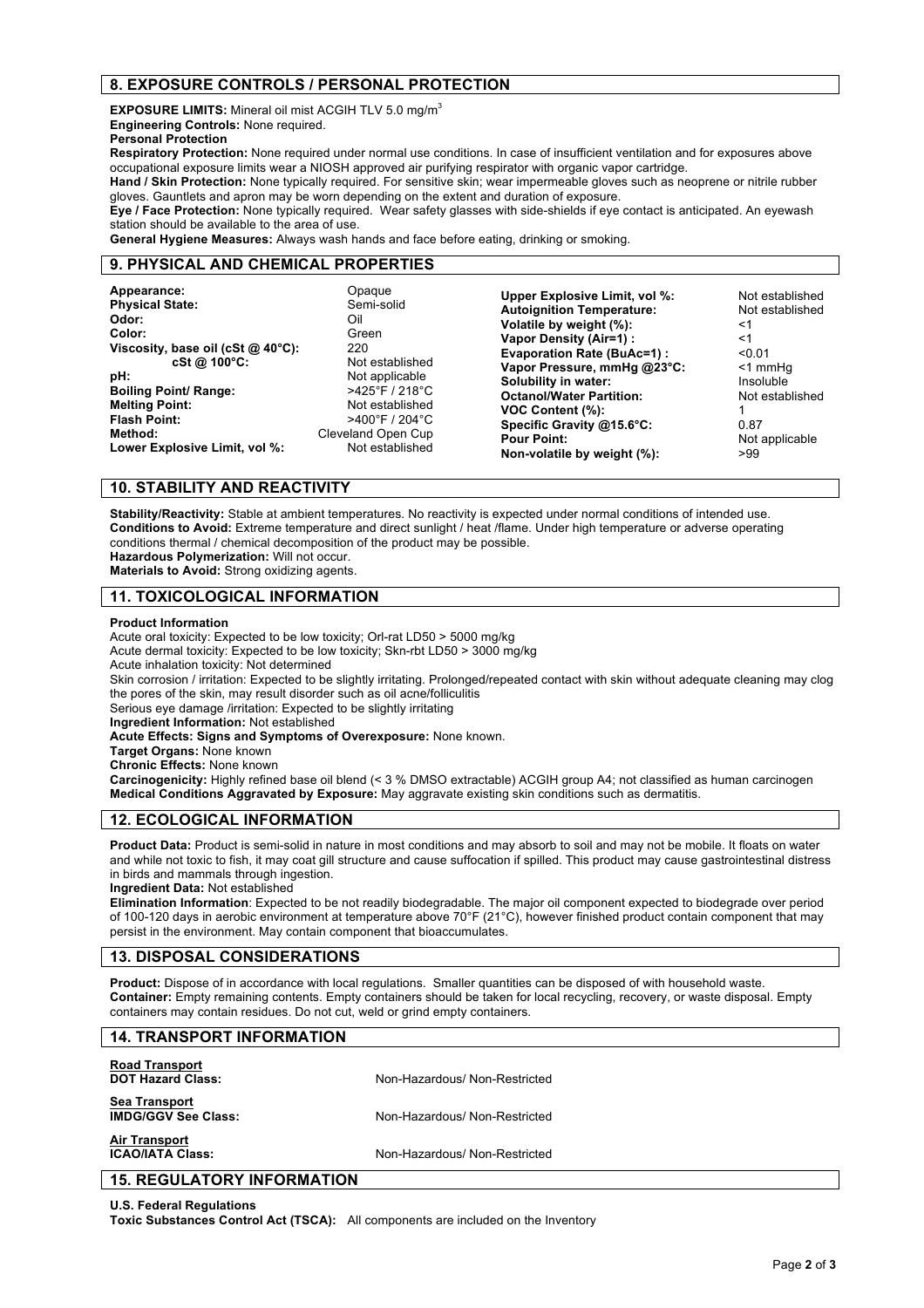## 8. EXPOSURE CONTROLS / PERSONAL PROTECTION

**EXPOSURE LIMITS:** Mineral oil mist ACGIH TLV 5.0 mg/m$^3$
**Engineering Controls:** None required.
**Personal Protection**
**Respiratory Protection:** None required under normal use conditions. In case of insufficient ventilation and for exposures above occupational exposure limits wear a NIOSH approved air purifying respirator with organic vapor cartridge.
**Hand / Skin Protection:** None typically required. For sensitive skin; wear impermeable gloves such as neoprene or nitrile rubber gloves. Gauntlets and apron may be worn depending on the extent and duration of exposure.
**Eye / Face Protection:** None typically required. Wear safety glasses with side-shields if eye contact is anticipated. An eyewash station should be available to the area of use.
**General Hygiene Measures:** Always wash hands and face before eating, drinking or smoking.

## 9. PHYSICAL AND CHEMICAL PROPERTIES

| Property | Value | Property | Value |
|---|---|---|---|
| **Appearance:** | Opaque | **Upper Explosive Limit, vol %:** | Not established |
| **Physical State:** | Semi-solid | **Autoignition Temperature:** | Not established |
| **Odor:** | Oil | **Volatile by weight (%):** | <1 |
| **Color:** | Green | **Vapor Density (Air=1) :** | <1 |
| **Viscosity, base oil (cSt @ 40°C):** | 220 | **Evaporation Rate (BuAc=1) :** | <0.01 |
| **cSt @ 100°C:** | Not established | **Vapor Pressure, mmHg @23°C:** | <1 mmHg |
| **pH:** | Not applicable | **Solubility in water:** | Insoluble |
| **Boiling Point/ Range:** | >425°F / 218°C | **Octanol/Water Partition:** | Not established |
| **Melting Point:** | Not established | **VOC Content (%):** | 1 |
| **Flash Point:** | >400°F / 204°C | **Specific Gravity @15.6°C:** | 0.87 |
| **Method:** | Cleveland Open Cup | **Pour Point:** | Not applicable |
| **Lower Explosive Limit, vol %:** | Not established | **Non-volatile by weight (%):** | >99 |

## 10. STABILITY AND REACTIVITY

**Stability/Reactivity:** Stable at ambient temperatures. No reactivity is expected under normal conditions of intended use.
**Conditions to Avoid:** Extreme temperature and direct sunlight / heat /flame. Under high temperature or adverse operating conditions thermal / chemical decomposition of the product may be possible.
**Hazardous Polymerization:** Will not occur.
**Materials to Avoid:** Strong oxidizing agents.

## 11. TOXICOLOGICAL INFORMATION

**Product Information**
Acute oral toxicity: Expected to be low toxicity; Orl-rat LD50 > 5000 mg/kg
Acute dermal toxicity: Expected to be low toxicity; Skn-rbt LD50 > 3000 mg/kg
Acute inhalation toxicity: Not determined
Skin corrosion / irritation: Expected to be slightly irritating. Prolonged/repeated contact with skin without adequate cleaning may clog the pores of the skin, may result disorder such as oil acne/folliculitis
Serious eye damage /irritation: Expected to be slightly irritating
**Ingredient Information:** Not established
**Acute Effects: Signs and Symptoms of Overexposure:** None known.
**Target Organs:** None known
**Chronic Effects:** None known
**Carcinogenicity:** Highly refined base oil blend (< 3 % DMSO extractable) ACGIH group A4; not classified as human carcinogen
**Medical Conditions Aggravated by Exposure:** May aggravate existing skin conditions such as dermatitis.

## 12. ECOLOGICAL INFORMATION

**Product Data:** Product is semi-solid in nature in most conditions and may absorb to soil and may not be mobile. It floats on water and while not toxic to fish, it may coat gill structure and cause suffocation if spilled. This product may cause gastrointestinal distress in birds and mammals through ingestion.
**Ingredient Data:** Not established
**Elimination Information**: Expected to be not readily biodegradable. The major oil component expected to biodegrade over period of 100-120 days in aerobic environment at temperature above 70°F (21°C), however finished product contain component that may persist in the environment. May contain component that bioaccumulates.

## 13. DISPOSAL CONSIDERATIONS

**Product:** Dispose of in accordance with local regulations. Smaller quantities can be disposed of with household waste.
**Container:** Empty remaining contents. Empty containers should be taken for local recycling, recovery, or waste disposal. Empty containers may contain residues. Do not cut, weld or grind empty containers.

## 14. TRANSPORT INFORMATION

**Road Transport**
**DOT Hazard Class:** Non-Hazardous/ Non-Restricted

**Sea Transport**
**IMDG/GGV See Class:** Non-Hazardous/ Non-Restricted

**Air Transport**
**ICAO/IATA Class:** Non-Hazardous/ Non-Restricted

## 15. REGULATORY INFORMATION

**U.S. Federal Regulations**
**Toxic Substances Control Act (TSCA):** All components are included on the Inventory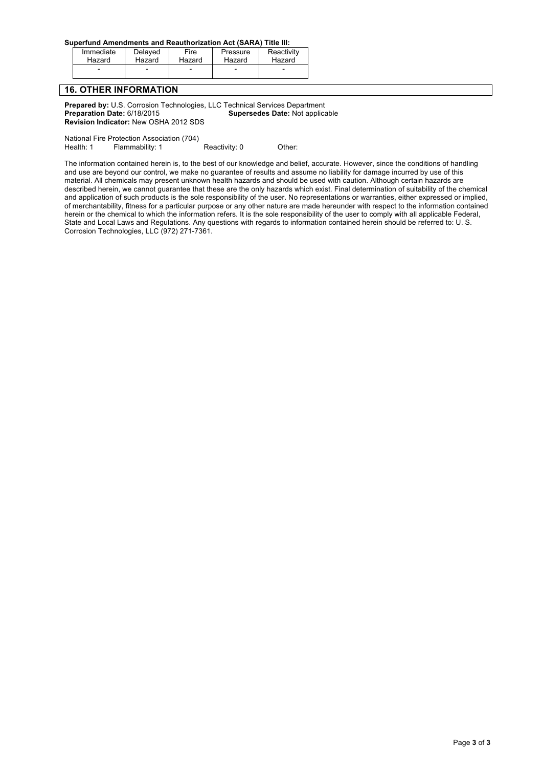**Superfund Amendments and Reauthorization Act (SARA) Title III:**

| Immediate Hazard | Delayed Hazard | Fire Hazard | Pressure Hazard | Reactivity Hazard |
|---|---|---|---|---|
| - | - | - | - | - |

## 16. OTHER INFORMATION

**Prepared by:** U.S. Corrosion Technologies, LLC Technical Services Department
**Preparation Date:** 6/18/2015 **Supersedes Date:** Not applicable
**Revision Indicator:** New OSHA 2012 SDS

National Fire Protection Association (704)
Health: 1 Flammability: 1 Reactivity: 0 Other:

The information contained herein is, to the best of our knowledge and belief, accurate. However, since the conditions of handling and use are beyond our control, we make no guarantee of results and assume no liability for damage incurred by use of this material. All chemicals may present unknown health hazards and should be used with caution. Although certain hazards are described herein, we cannot guarantee that these are the only hazards which exist. Final determination of suitability of the chemical and application of such products is the sole responsibility of the user. No representations or warranties, either expressed or implied, of merchantability, fitness for a particular purpose or any other nature are made hereunder with respect to the information contained herein or the chemical to which the information refers. It is the sole responsibility of the user to comply with all applicable Federal, State and Local Laws and Regulations. Any questions with regards to information contained herein should be referred to: U. S. Corrosion Technologies, LLC (972) 271-7361.